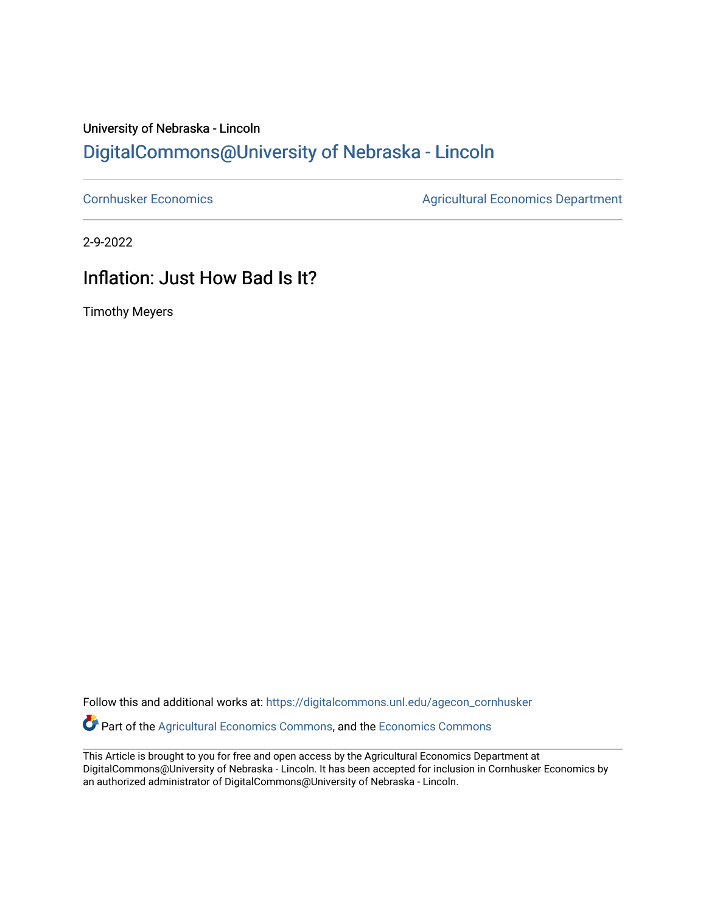University of Nebraska - Lincoln

DigitalCommons@University of Nebraska - Lincoln

Cornhusker Economics

Agricultural Economics Department

2-9-2022

# Inflation: Just How Bad Is It?

Timothy Meyers

Follow this and additional works at: https://digitalcommons.unl.edu/agecon_cornhusker

Part of the Agricultural Economics Commons, and the Economics Commons

This Article is brought to you for free and open access by the Agricultural Economics Department at DigitalCommons@University of Nebraska - Lincoln. It has been accepted for inclusion in Cornhusker Economics by an authorized administrator of DigitalCommons@University of Nebraska - Lincoln.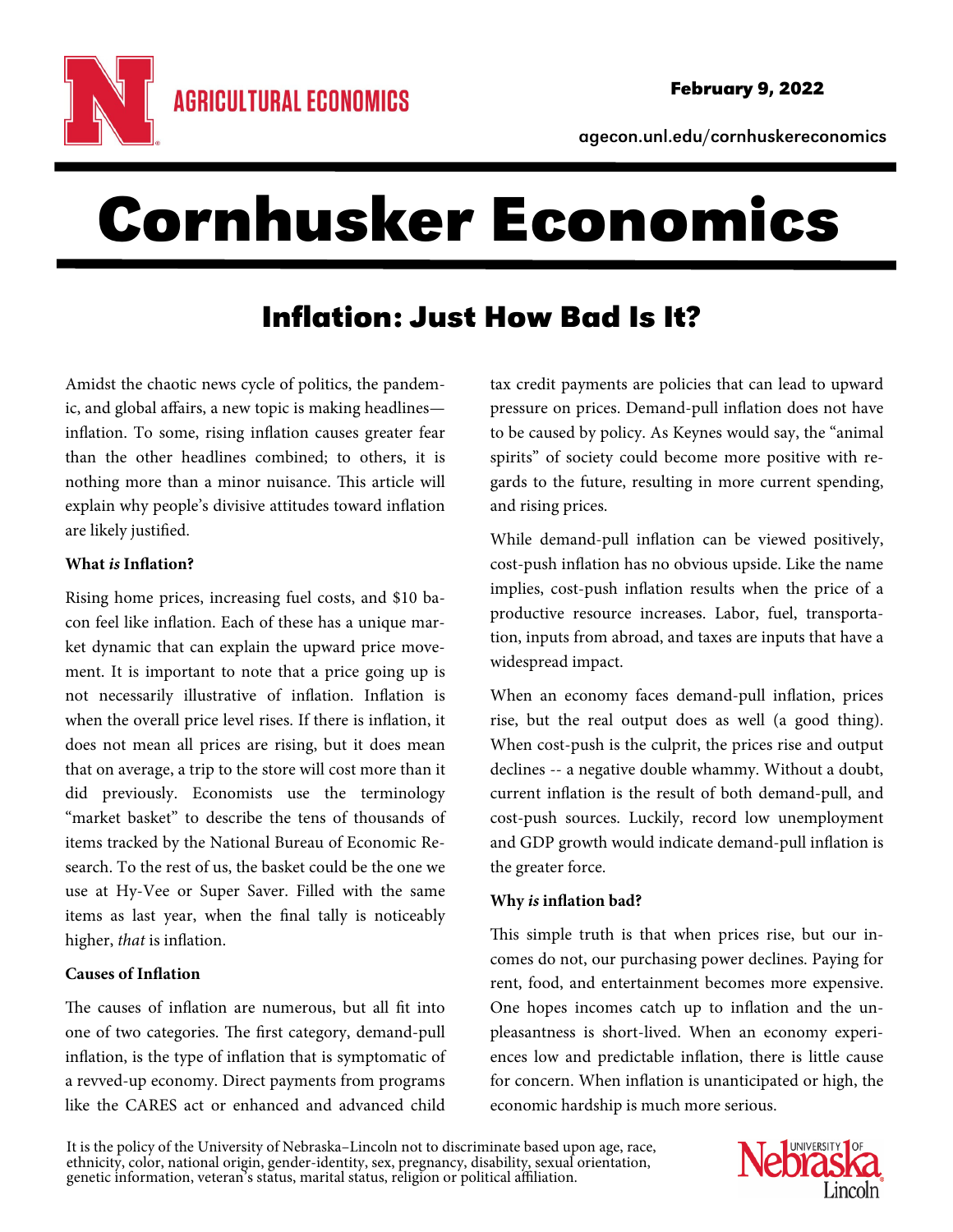# Cornhusker Economics

## Inflation: Just How Bad Is It?

Amidst the chaotic news cycle of politics, the pandemic, and global affairs, a new topic is making headlines—inflation. To some, rising inflation causes greater fear than the other headlines combined; to others, it is nothing more than a minor nuisance. This article will explain why people's divisive attitudes toward inflation are likely justified.

**What *is* Inflation?**

Rising home prices, increasing fuel costs, and $10 bacon feel like inflation. Each of these has a unique market dynamic that can explain the upward price movement. It is important to note that a price going up is not necessarily illustrative of inflation. Inflation is when the overall price level rises. If there is inflation, it does not mean all prices are rising, but it does mean that on average, a trip to the store will cost more than it did previously. Economists use the terminology "market basket" to describe the tens of thousands of items tracked by the National Bureau of Economic Research. To the rest of us, the basket could be the one we use at Hy-Vee or Super Saver. Filled with the same items as last year, when the final tally is noticeably higher, *that* is inflation.

**Causes of Inflation**

The causes of inflation are numerous, but all fit into one of two categories. The first category, demand-pull inflation, is the type of inflation that is symptomatic of a revved-up economy. Direct payments from programs like the CARES act or enhanced and advanced child tax credit payments are policies that can lead to upward pressure on prices. Demand-pull inflation does not have to be caused by policy. As Keynes would say, the "animal spirits" of society could become more positive with regards to the future, resulting in more current spending, and rising prices.

While demand-pull inflation can be viewed positively, cost-push inflation has no obvious upside. Like the name implies, cost-push inflation results when the price of a productive resource increases. Labor, fuel, transportation, inputs from abroad, and taxes are inputs that have a widespread impact.

When an economy faces demand-pull inflation, prices rise, but the real output does as well (a good thing). When cost-push is the culprit, the prices rise and output declines -- a negative double whammy. Without a doubt, current inflation is the result of both demand-pull, and cost-push sources. Luckily, record low unemployment and GDP growth would indicate demand-pull inflation is the greater force.

**Why *is* inflation bad?**

This simple truth is that when prices rise, but our incomes do not, our purchasing power declines. Paying for rent, food, and entertainment becomes more expensive. One hopes incomes catch up to inflation and the unpleasantness is short-lived. When an economy experiences low and predictable inflation, there is little cause for concern. When inflation is unanticipated or high, the economic hardship is much more serious.

It is the policy of the University of Nebraska–Lincoln not to discriminate based upon age, race, ethnicity, color, national origin, gender-identity, sex, pregnancy, disability, sexual orientation, genetic information, veteran's status, marital status, religion or political affiliation.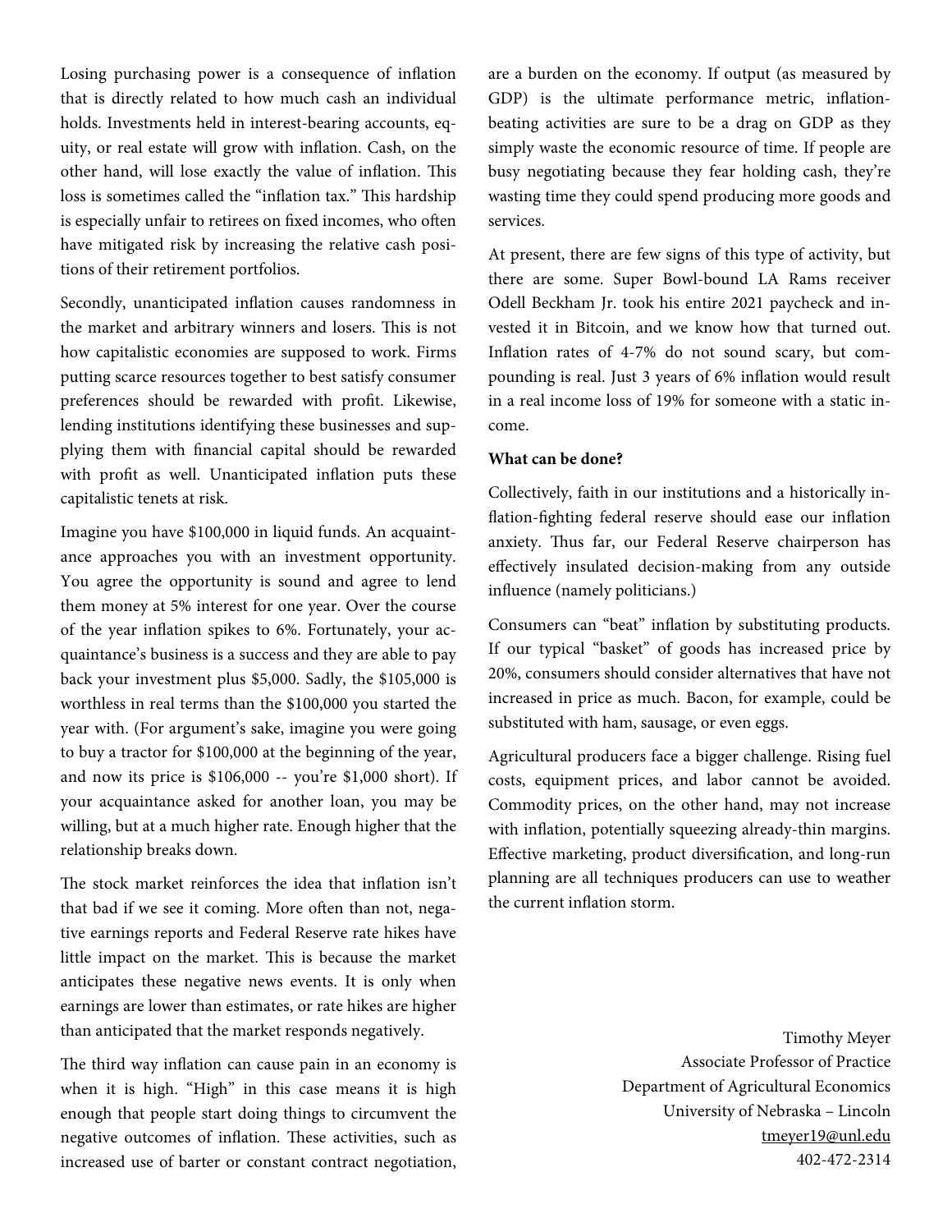Losing purchasing power is a consequence of inflation that is directly related to how much cash an individual holds. Investments held in interest-bearing accounts, equity, or real estate will grow with inflation. Cash, on the other hand, will lose exactly the value of inflation. This loss is sometimes called the "inflation tax." This hardship is especially unfair to retirees on fixed incomes, who often have mitigated risk by increasing the relative cash positions of their retirement portfolios.

Secondly, unanticipated inflation causes randomness in the market and arbitrary winners and losers. This is not how capitalistic economies are supposed to work. Firms putting scarce resources together to best satisfy consumer preferences should be rewarded with profit. Likewise, lending institutions identifying these businesses and supplying them with financial capital should be rewarded with profit as well. Unanticipated inflation puts these capitalistic tenets at risk.

Imagine you have $100,000 in liquid funds. An acquaintance approaches you with an investment opportunity. You agree the opportunity is sound and agree to lend them money at 5% interest for one year. Over the course of the year inflation spikes to 6%. Fortunately, your acquaintance's business is a success and they are able to pay back your investment plus $5,000. Sadly, the $105,000 is worthless in real terms than the $100,000 you started the year with. (For argument's sake, imagine you were going to buy a tractor for $100,000 at the beginning of the year, and now its price is $106,000 -- you're $1,000 short). If your acquaintance asked for another loan, you may be willing, but at a much higher rate. Enough higher that the relationship breaks down.

The stock market reinforces the idea that inflation isn't that bad if we see it coming. More often than not, negative earnings reports and Federal Reserve rate hikes have little impact on the market. This is because the market anticipates these negative news events. It is only when earnings are lower than estimates, or rate hikes are higher than anticipated that the market responds negatively.

The third way inflation can cause pain in an economy is when it is high. "High" in this case means it is high enough that people start doing things to circumvent the negative outcomes of inflation. These activities, such as increased use of barter or constant contract negotiation, are a burden on the economy. If output (as measured by GDP) is the ultimate performance metric, inflation-beating activities are sure to be a drag on GDP as they simply waste the economic resource of time. If people are busy negotiating because they fear holding cash, they're wasting time they could spend producing more goods and services.

At present, there are few signs of this type of activity, but there are some. Super Bowl-bound LA Rams receiver Odell Beckham Jr. took his entire 2021 paycheck and invested it in Bitcoin, and we know how that turned out. Inflation rates of 4-7% do not sound scary, but compounding is real. Just 3 years of 6% inflation would result in a real income loss of 19% for someone with a static income.

**What can be done?**

Collectively, faith in our institutions and a historically inflation-fighting federal reserve should ease our inflation anxiety. Thus far, our Federal Reserve chairperson has effectively insulated decision-making from any outside influence (namely politicians.)

Consumers can "beat" inflation by substituting products. If our typical "basket" of goods has increased price by 20%, consumers should consider alternatives that have not increased in price as much. Bacon, for example, could be substituted with ham, sausage, or even eggs.

Agricultural producers face a bigger challenge. Rising fuel costs, equipment prices, and labor cannot be avoided. Commodity prices, on the other hand, may not increase with inflation, potentially squeezing already-thin margins. Effective marketing, product diversification, and long-run planning are all techniques producers can use to weather the current inflation storm.

Timothy Meyer
Associate Professor of Practice
Department of Agricultural Economics
University of Nebraska – Lincoln
tmeyer19@unl.edu
402-472-2314